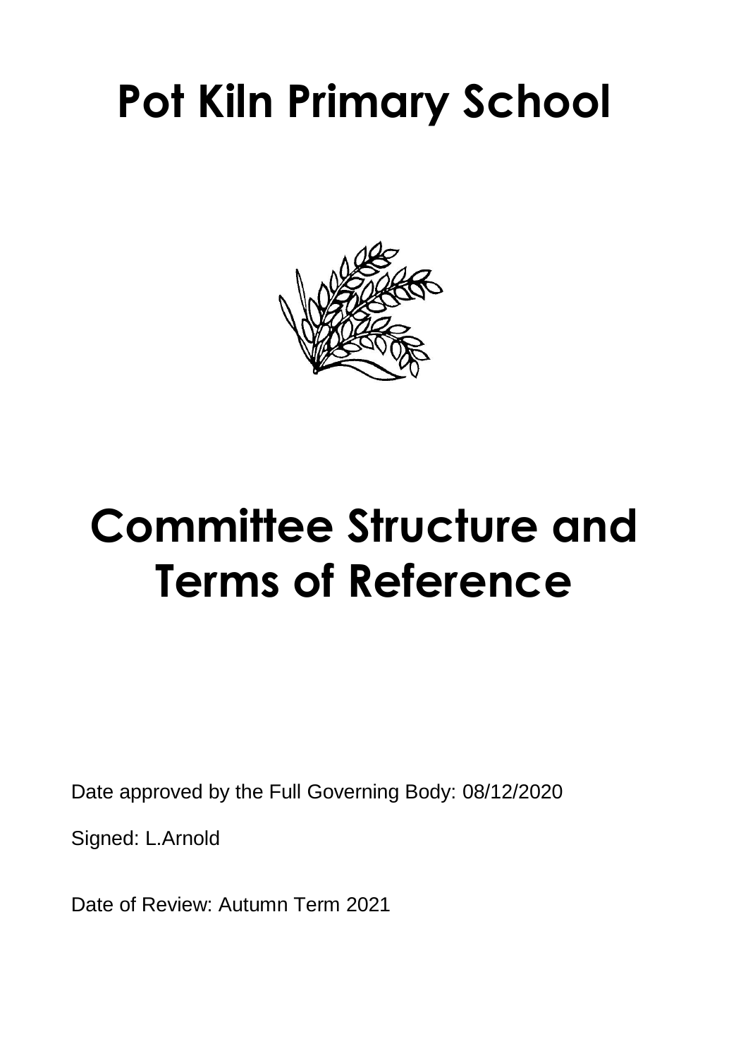# Pot Kiln Primary School

# Committee Structure and Terms of Reference

Date approved by the Full Governing Body: 08/12/2020

Signed: L.Arnold

Date of Review: Autumn Term 2021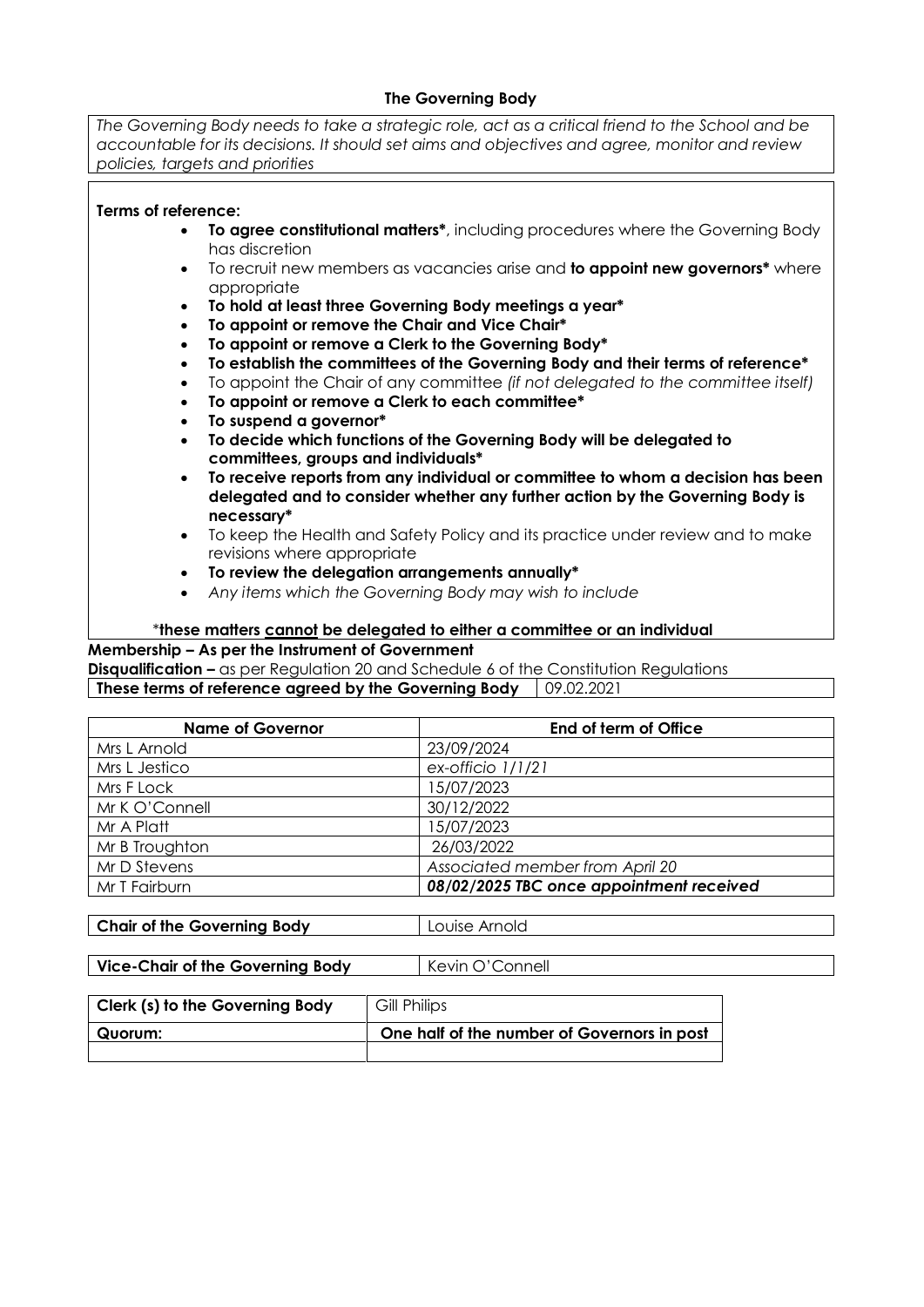### The Governing Body

*The Governing Body needs to take a strategic role, act as a critical friend to the School and be accountable for its decisions. It should set aims and objectives and agree, monitor and review policies, targets and priorities*

**Terms of reference:**

- **To agree constitutional matters***, including procedures where the Governing Body has discretion
- To recruit new members as vacancies arise and **to appoint new governors*** where appropriate
- **To hold at least three Governing Body meetings a year***
- **To appoint or remove the Chair and Vice Chair***
- **To appoint or remove a Clerk to the Governing Body***
- **To establish the committees of the Governing Body and their terms of reference***
- To appoint the Chair of any committee *(if not delegated to the committee itself)*
- **To appoint or remove a Clerk to each committee***
- **To suspend a governor***
- **To decide which functions of the Governing Body will be delegated to committees, groups and individuals***
- **To receive reports from any individual or committee to whom a decision has been delegated and to consider whether any further action by the Governing Body is necessary***
- To keep the Health and Safety Policy and its practice under review and to make revisions where appropriate
- **To review the delegation arrangements annually***
- *Any items which the Governing Body may wish to include*

***these matters <u>cannot</u> be delegated to either a committee or an individual**

**Membership – As per the Instrument of Government**

**Disqualification –** as per Regulation 20 and Schedule 6 of the Constitution Regulations

| **These terms of reference agreed by the Governing Body** | 09.02.2021 |
|---|---|

| Name of Governor | End of term of Office |
|---|---|
| Mrs L Arnold | 23/09/2024 |
| Mrs L Jestico | *ex-officio 1/1/21* |
| Mrs F Lock | 15/07/2023 |
| Mr K O'Connell | 30/12/2022 |
| Mr A Platt | 15/07/2023 |
| Mr B Troughton | 26/03/2022 |
| Mr D Stevens | *Associated member from April 20* |
| Mr T Fairburn | ***08/02/2025 TBC once appointment received*** |

| **Chair of the Governing Body** | Louise Arnold |
|---|---|

| **Vice-Chair of the Governing Body** | Kevin O'Connell |
|---|---|

| **Clerk (s) to the Governing Body** | Gill Philips |
|---|---|
| **Quorum:** | **One half of the number of Governors in post** |
| | |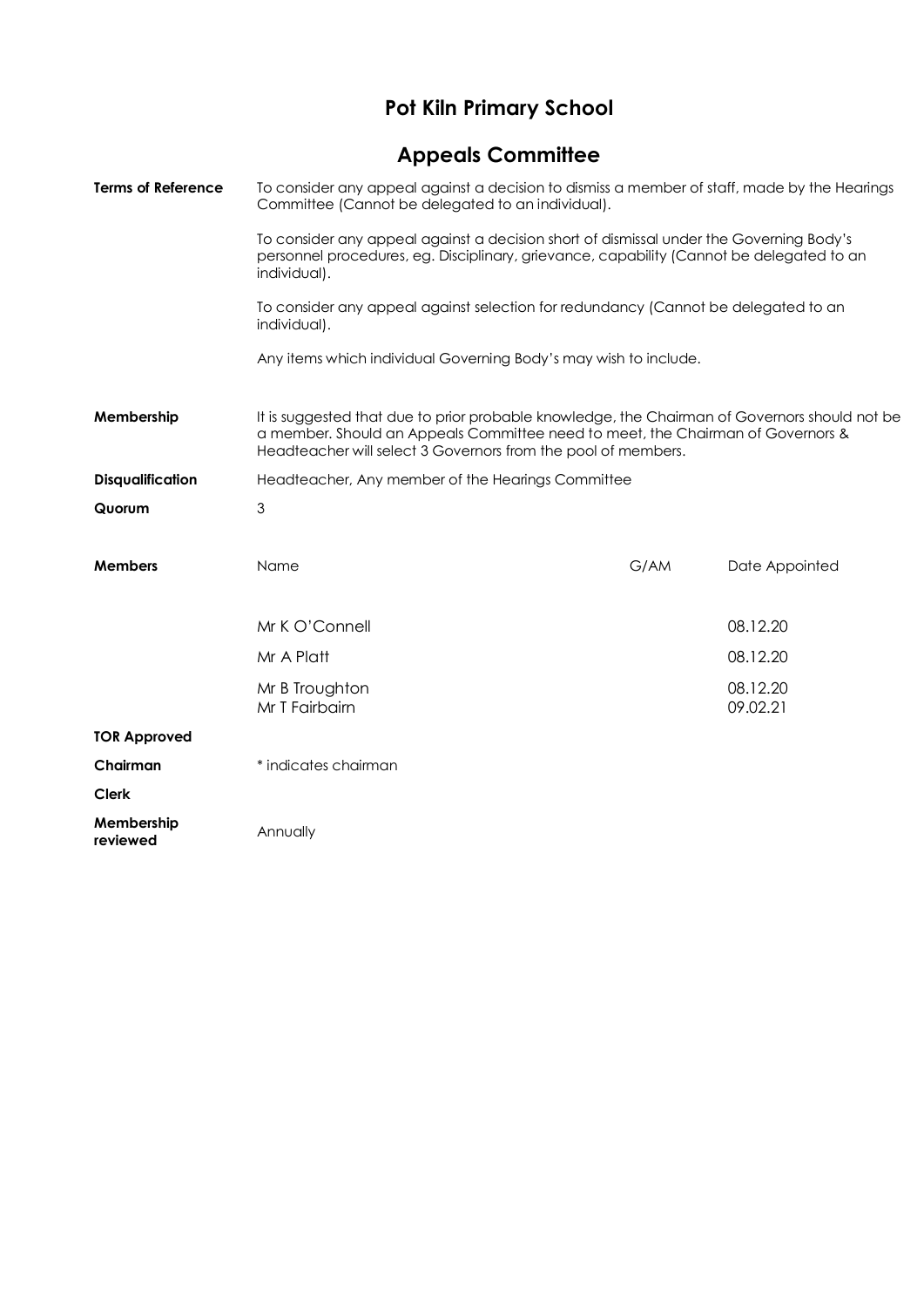# Pot Kiln Primary School

## Appeals Committee

| | |
|---|---|
| **Terms of Reference** | To consider any appeal against a decision to dismiss a member of staff, made by the Hearings Committee (Cannot be delegated to an individual).<br><br>To consider any appeal against a decision short of dismissal under the Governing Body's personnel procedures, eg. Disciplinary, grievance, capability (Cannot be delegated to an individual).<br><br>To consider any appeal against selection for redundancy (Cannot be delegated to an individual).<br><br>Any items which individual Governing Body's may wish to include. |
| **Membership** | It is suggested that due to prior probable knowledge, the Chairman of Governors should not be a member. Should an Appeals Committee need to meet, the Chairman of Governors & Headteacher will select 3 Governors from the pool of members. |
| **Disqualification** | Headteacher, Any member of the Hearings Committee |
| **Quorum** | 3 |

| **Members** | Name | G/AM | Date Appointed |
|---|---|---|---|
| | Mr K O'Connell | | 08.12.20 |
| | Mr A Platt | | 08.12.20 |
| | Mr B Troughton | | 08.12.20 |
| | Mr T Fairbairn | | 09.02.21 |

| | |
|---|---|
| **TOR Approved** | |
| **Chairman** | * indicates chairman |
| **Clerk** | |
| **Membership reviewed** | Annually |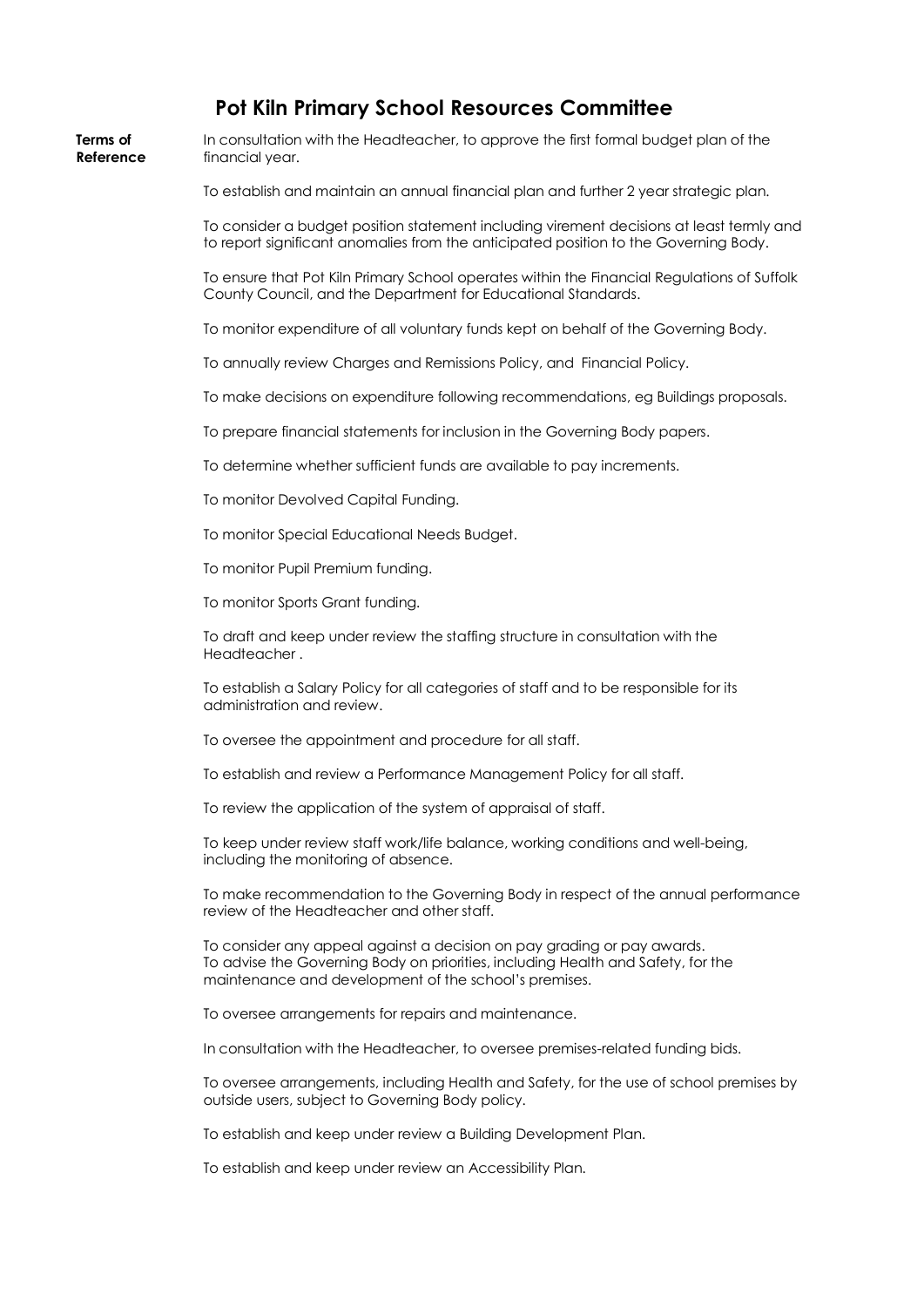# Pot Kiln Primary School Resources Committee

**Terms of Reference**

In consultation with the Headteacher, to approve the first formal budget plan of the financial year.

To establish and maintain an annual financial plan and further 2 year strategic plan.

To consider a budget position statement including virement decisions at least termly and to report significant anomalies from the anticipated position to the Governing Body.

To ensure that Pot Kiln Primary School operates within the Financial Regulations of Suffolk County Council, and the Department for Educational Standards.

To monitor expenditure of all voluntary funds kept on behalf of the Governing Body.

To annually review Charges and Remissions Policy, and Financial Policy.

To make decisions on expenditure following recommendations, eg Buildings proposals.

To prepare financial statements for inclusion in the Governing Body papers.

To determine whether sufficient funds are available to pay increments.

To monitor Devolved Capital Funding.

To monitor Special Educational Needs Budget.

To monitor Pupil Premium funding.

To monitor Sports Grant funding.

To draft and keep under review the staffing structure in consultation with the Headteacher .

To establish a Salary Policy for all categories of staff and to be responsible for its administration and review.

To oversee the appointment and procedure for all staff.

To establish and review a Performance Management Policy for all staff.

To review the application of the system of appraisal of staff.

To keep under review staff work/life balance, working conditions and well-being, including the monitoring of absence.

To make recommendation to the Governing Body in respect of the annual performance review of the Headteacher and other staff.

To consider any appeal against a decision on pay grading or pay awards.
To advise the Governing Body on priorities, including Health and Safety, for the maintenance and development of the school's premises.

To oversee arrangements for repairs and maintenance.

In consultation with the Headteacher, to oversee premises-related funding bids.

To oversee arrangements, including Health and Safety, for the use of school premises by outside users, subject to Governing Body policy.

To establish and keep under review a Building Development Plan.

To establish and keep under review an Accessibility Plan.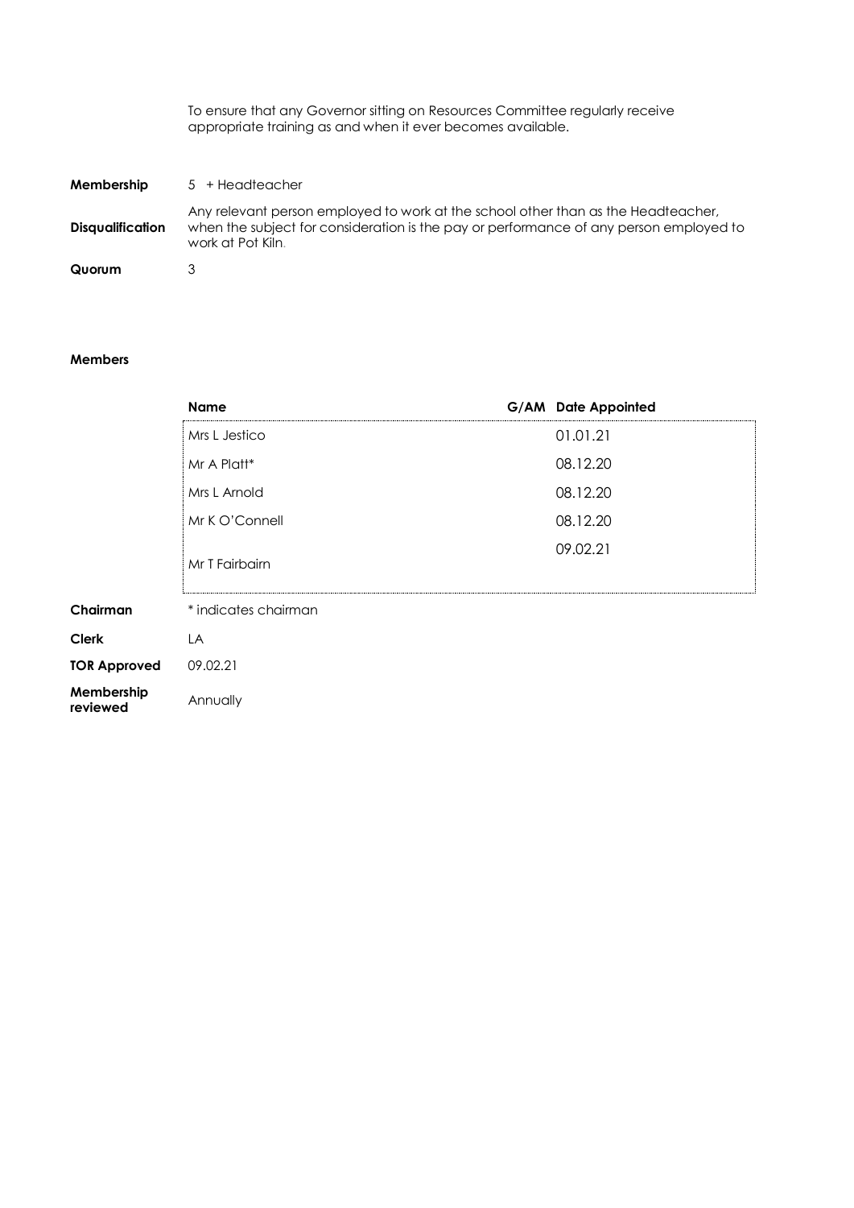To ensure that any Governor sitting on Resources Committee regularly receive appropriate training as and when it ever becomes available.

**Membership** 5 + Headteacher

**Disqualification** Any relevant person employed to work at the school other than as the Headteacher, when the subject for consideration is the pay or performance of any person employed to work at Pot Kiln.

**Quorum** 3

**Members**

| Name | G/AM | Date Appointed |
|---|---|---|
| Mrs L Jestico | | 01.01.21 |
| Mr A Platt* | | 08.12.20 |
| Mrs L Arnold | | 08.12.20 |
| Mr K O'Connell | | 08.12.20 |
| Mr T Fairbairn | | 09.02.21 |

**Chairman** * indicates chairman

**Clerk** LA

**TOR Approved** 09.02.21

**Membership reviewed** Annually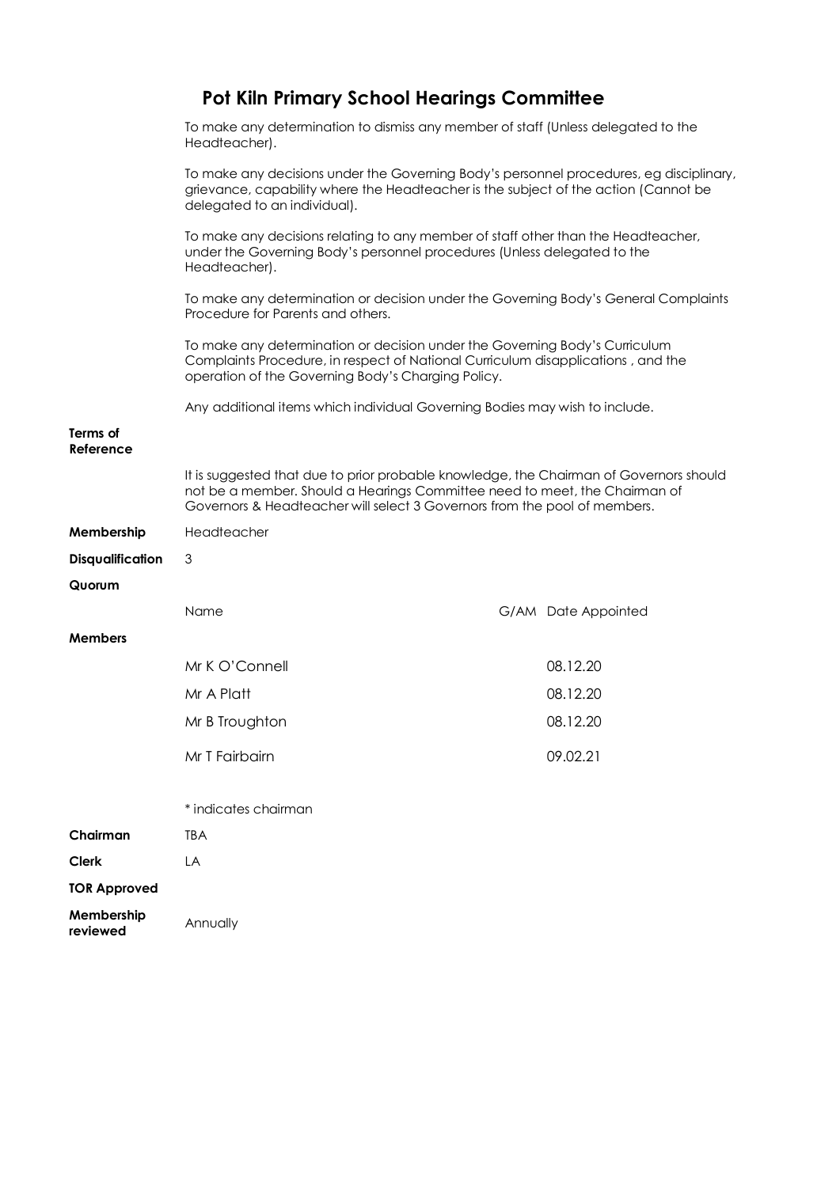# Pot Kiln Primary School Hearings Committee

**Terms of Reference**

To make any determination to dismiss any member of staff (Unless delegated to the Headteacher).

To make any decisions under the Governing Body's personnel procedures, eg disciplinary, grievance, capability where the Headteacher is the subject of the action (Cannot be delegated to an individual).

To make any decisions relating to any member of staff other than the Headteacher, under the Governing Body's personnel procedures (Unless delegated to the Headteacher).

To make any determination or decision under the Governing Body's General Complaints Procedure for Parents and others.

To make any determination or decision under the Governing Body's Curriculum Complaints Procedure, in respect of National Curriculum disapplications , and the operation of the Governing Body's Charging Policy.

Any additional items which individual Governing Bodies may wish to include.

**Membership**

It is suggested that due to prior probable knowledge, the Chairman of Governors should not be a member. Should a Hearings Committee need to meet, the Chairman of Governors & Headteacher will select 3 Governors from the pool of members.

**Disqualification** Headteacher

**Quorum** 3

**Members**

| Name | G/AM | Date Appointed |
| --- | --- | --- |
| Mr K O'Connell | | 08.12.20 |
| Mr A Platt | | 08.12.20 |
| Mr B Troughton | | 08.12.20 |
| Mr T Fairbairn | | 09.02.21 |

* indicates chairman

**Chairman** TBA

**Clerk** LA

**TOR Approved**

**Membership reviewed** Annually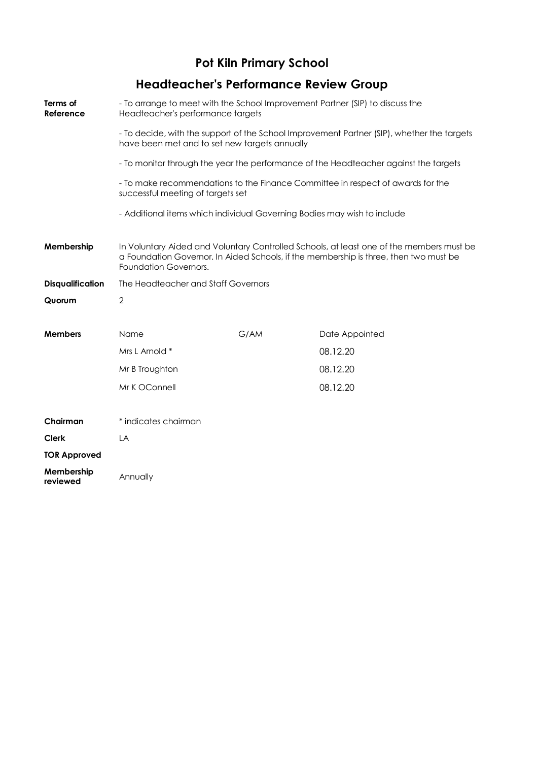# Pot Kiln Primary School

## Headteacher's Performance Review Group

**Terms of Reference**

- To arrange to meet with the School Improvement Partner (SIP) to discuss the Headteacher's performance targets
- To decide, with the support of the School Improvement Partner (SIP), whether the targets have been met and to set new targets annually
- To monitor through the year the performance of the Headteacher against the targets
- To make recommendations to the Finance Committee in respect of awards for the successful meeting of targets set
- Additional items which individual Governing Bodies may wish to include

**Membership**

In Voluntary Aided and Voluntary Controlled Schools, at least one of the members must be a Foundation Governor. In Aided Schools, if the membership is three, then two must be Foundation Governors.

**Disqualification**

The Headteacher and Staff Governors

**Quorum**

2

**Members**

| Name | G/AM | Date Appointed |
|---|---|---|
| Mrs L Arnold * | | 08.12.20 |
| Mr B Troughton | | 08.12.20 |
| Mr K OConnell | | 08.12.20 |

**Chairman**

* indicates chairman

**Clerk**

LA

**TOR Approved**

**Membership reviewed**

Annually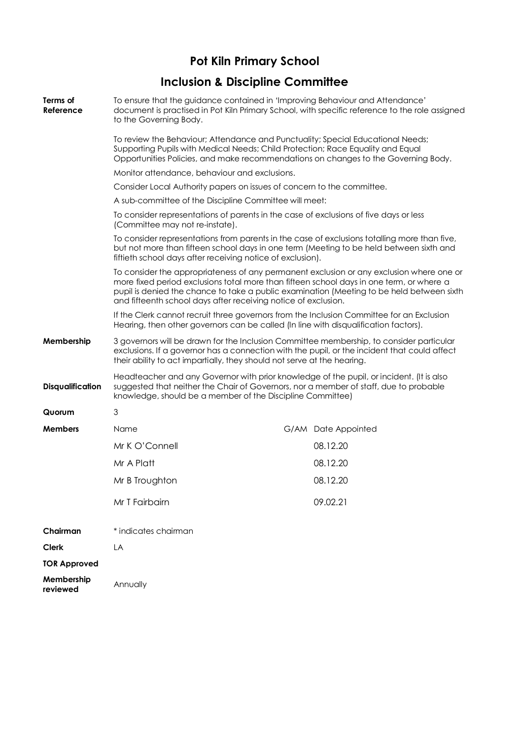# Pot Kiln Primary School

## Inclusion & Discipline Committee

| | |
|---|---|
| **Terms of Reference** | To ensure that the guidance contained in 'Improving Behaviour and Attendance' document is practised in Pot Kiln Primary School, with specific reference to the role assigned to the Governing Body.<br><br>To review the Behaviour; Attendance and Punctuality; Special Educational Needs; Supporting Pupils with Medical Needs; Child Protection; Race Equality and Equal Opportunities Policies, and make recommendations on changes to the Governing Body.<br><br>Monitor attendance, behaviour and exclusions.<br><br>Consider Local Authority papers on issues of concern to the committee.<br><br>A sub-committee of the Discipline Committee will meet:<br><br>To consider representations of parents in the case of exclusions of five days or less (Committee may not re-instate).<br><br>To consider representations from parents in the case of exclusions totalling more than five, but not more than fifteen school days in one term (Meeting to be held between sixth and fiftieth school days after receiving notice of exclusion).<br><br>To consider the appropriateness of any permanent exclusion or any exclusion where one or more fixed period exclusions total more than fifteen school days in one term, or where a pupil is denied the chance to take a public examination (Meeting to be held between sixth and fifteenth school days after receiving notice of exclusion.<br><br>If the Clerk cannot recruit three governors from the Inclusion Committee for an Exclusion Hearing, then other governors can be called (In line with disqualification factors). |
| **Membership** | 3 governors will be drawn for the Inclusion Committee membership, to consider particular exclusions. If a governor has a connection with the pupil, or the incident that could affect their ability to act impartially, they should not serve at the hearing. |
| **Disqualification** | Headteacher and any Governor with prior knowledge of the pupil, or incident. (It is also suggested that neither the Chair of Governors, nor a member of staff, due to probable knowledge, should be a member of the Discipline Committee) |
| **Quorum** | 3 |

| **Members** | Name | G/AM | Date Appointed |
|---|---|---|---|
| | Mr K O'Connell | | 08.12.20 |
| | Mr A Platt | | 08.12.20 |
| | Mr B Troughton | | 08.12.20 |
| | Mr T Fairbairn | | 09.02.21 |

| | |
|---|---|
| **Chairman** | * indicates chairman |
| **Clerk** | LA |
| **TOR Approved** | |
| **Membership reviewed** | Annually |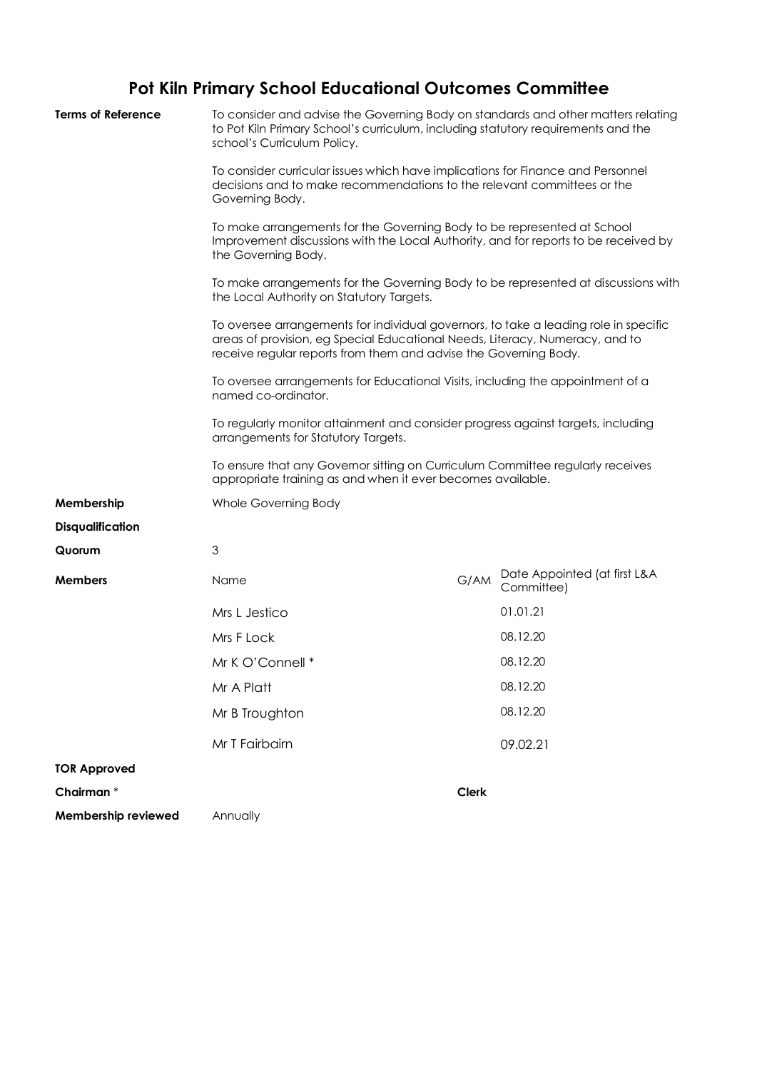# Pot Kiln Primary School Educational Outcomes Committee

| | |
|---|---|
| **Terms of Reference** | To consider and advise the Governing Body on standards and other matters relating to Pot Kiln Primary School's curriculum, including statutory requirements and the school's Curriculum Policy. |
| | To consider curricular issues which have implications for Finance and Personnel decisions and to make recommendations to the relevant committees or the Governing Body. |
| | To make arrangements for the Governing Body to be represented at School Improvement discussions with the Local Authority, and for reports to be received by the Governing Body. |
| | To make arrangements for the Governing Body to be represented at discussions with the Local Authority on Statutory Targets. |
| | To oversee arrangements for individual governors, to take a leading role in specific areas of provision, eg Special Educational Needs, Literacy, Numeracy, and to receive regular reports from them and advise the Governing Body. |
| | To oversee arrangements for Educational Visits, including the appointment of a named co-ordinator. |
| | To regularly monitor attainment and consider progress against targets, including arrangements for Statutory Targets. |
| | To ensure that any Governor sitting on Curriculum Committee regularly receives appropriate training as and when it ever becomes available. |
| **Membership** | Whole Governing Body |
| **Disqualification** | |
| **Quorum** | 3 |

| **Members** | Name | G/AM | Date Appointed (at first L&A Committee) |
|---|---|---|---|
| | Mrs L Jestico | | 01.01.21 |
| | Mrs F Lock | | 08.12.20 |
| | Mr K O'Connell * | | 08.12.20 |
| | Mr A Platt | | 08.12.20 |
| | Mr B Troughton | | 08.12.20 |
| | Mr T Fairbairn | | 09.02.21 |

**TOR Approved**

**Chairman** * **Clerk**

**Membership reviewed** Annually